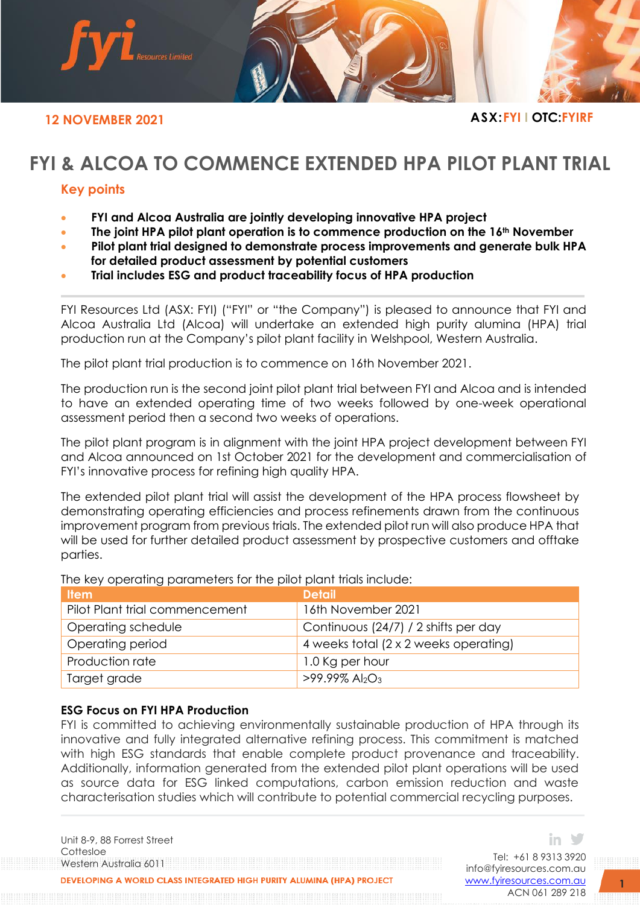**12 NOVEMBER 2021**

**ASX:FYI | OTC:FYIRF**

# FYI & ALCOA TO COMMENCE EXTENDED HPA PILOT PLANT TRIAL

## Key points

- **FYI and Alcoa Australia are jointly developing innovative HPA project**
- **The joint HPA pilot plant operation is to commence production on the 16th November**
- **Pilot plant trial designed to demonstrate process improvements and generate bulk HPA for detailed product assessment by potential customers**
- **Trial includes ESG and product traceability focus of HPA production**

FYI Resources Ltd (ASX: FYI) ("FYI" or "the Company") is pleased to announce that FYI and Alcoa Australia Ltd (Alcoa) will undertake an extended high purity alumina (HPA) trial production run at the Company's pilot plant facility in Welshpool, Western Australia.

The pilot plant trial production is to commence on 16th November 2021.

The production run is the second joint pilot plant trial between FYI and Alcoa and is intended to have an extended operating time of two weeks followed by one-week operational assessment period then a second two weeks of operations.

The pilot plant program is in alignment with the joint HPA project development between FYI and Alcoa announced on 1st October 2021 for the development and commercialisation of FYI's innovative process for refining high quality HPA.

The extended pilot plant trial will assist the development of the HPA process flowsheet by demonstrating operating efficiencies and process refinements drawn from the continuous improvement program from previous trials. The extended pilot run will also produce HPA that will be used for further detailed product assessment by prospective customers and offtake parties.

The key operating parameters for the pilot plant trials include:

| Item | Detail |
|---|---|
| Pilot Plant trial commencement | 16th November 2021 |
| Operating schedule | Continuous (24/7) / 2 shifts per day |
| Operating period | 4 weeks total (2 x 2 weeks operating) |
| Production rate | 1.0 Kg per hour |
| Target grade | >99.99% $Al_2O_3$ |

### ESG Focus on FYI HPA Production

FYI is committed to achieving environmentally sustainable production of HPA through its innovative and fully integrated alternative refining process. This commitment is matched with high ESG standards that enable complete product provenance and traceability. Additionally, information generated from the extended pilot plant operations will be used as source data for ESG linked computations, carbon emission reduction and waste characterisation studies which will contribute to potential commercial recycling purposes.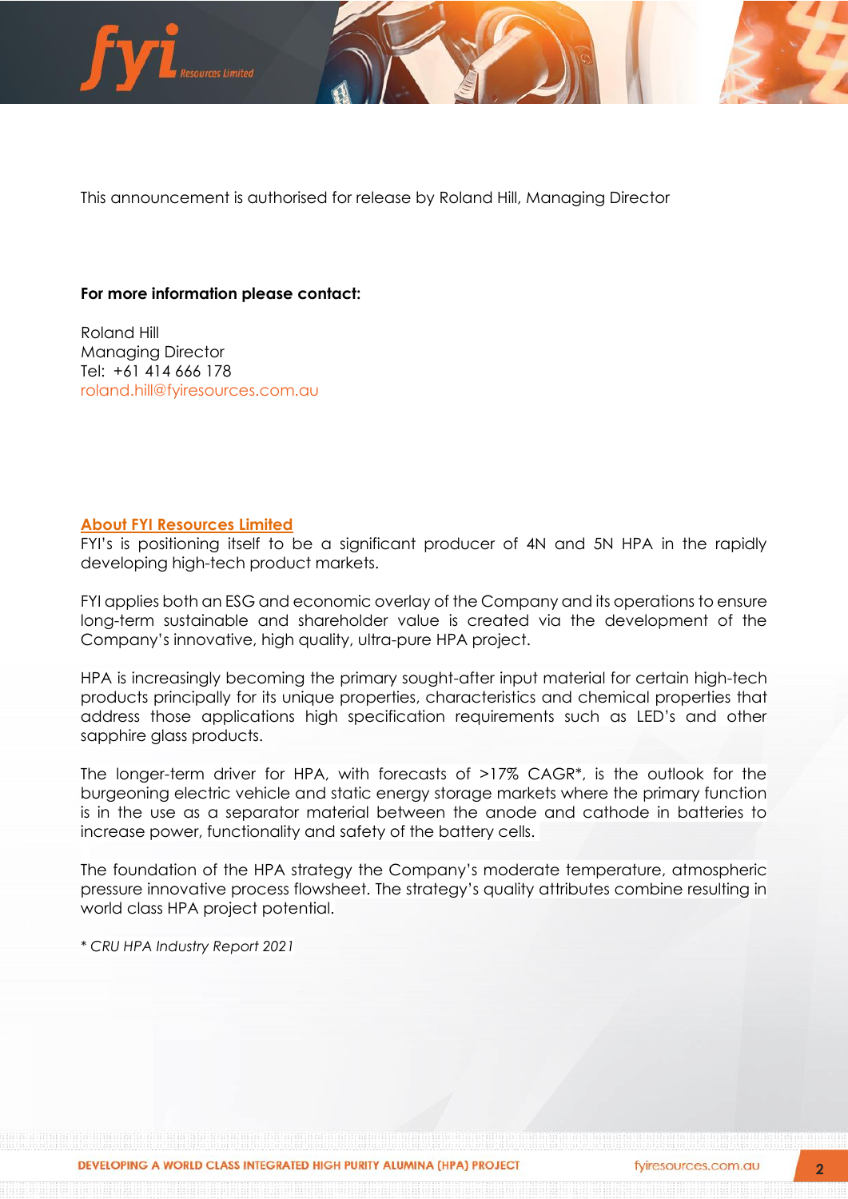This announcement is authorised for release by Roland Hill, Managing Director

**For more information please contact:**

Roland Hill
Managing Director
Tel: +61 414 666 178
roland.hill@fyiresources.com.au

## About FYI Resources Limited

FYI's is positioning itself to be a significant producer of 4N and 5N HPA in the rapidly developing high-tech product markets.

FYI applies both an ESG and economic overlay of the Company and its operations to ensure long-term sustainable and shareholder value is created via the development of the Company's innovative, high quality, ultra-pure HPA project.

HPA is increasingly becoming the primary sought-after input material for certain high-tech products principally for its unique properties, characteristics and chemical properties that address those applications high specification requirements such as LED's and other sapphire glass products.

The longer-term driver for HPA, with forecasts of >17% CAGR*, is the outlook for the burgeoning electric vehicle and static energy storage markets where the primary function is in the use as a separator material between the anode and cathode in batteries to increase power, functionality and safety of the battery cells.

The foundation of the HPA strategy the Company's moderate temperature, atmospheric pressure innovative process flowsheet. The strategy's quality attributes combine resulting in world class HPA project potential.

*\* CRU HPA Industry Report 2021*